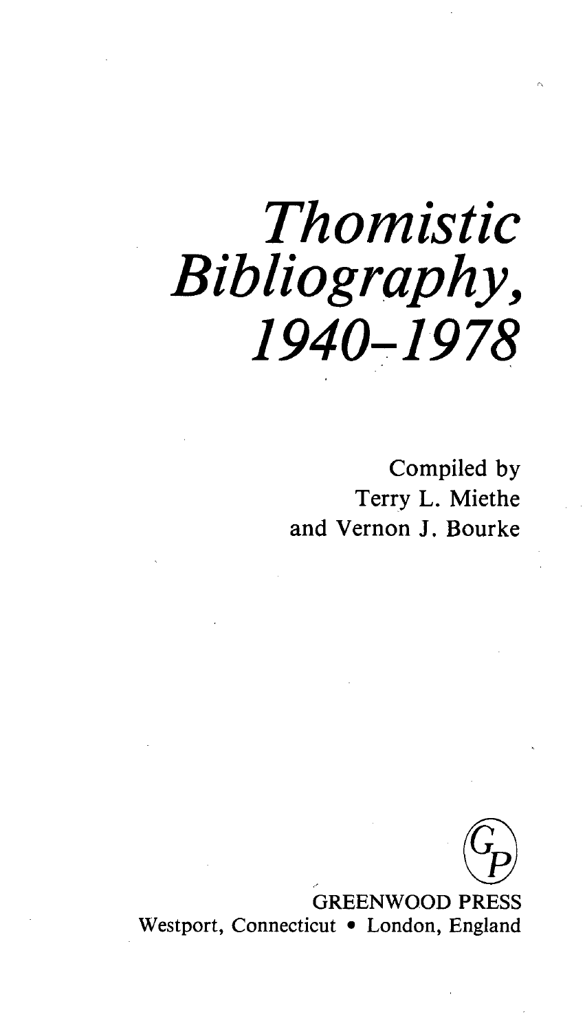# *Thomistic Bibliography, 1940–1978*

Compiled by
Terry L. Miethe
and Vernon J. Bourke

GREENWOOD PRESS
Westport, Connecticut • London, England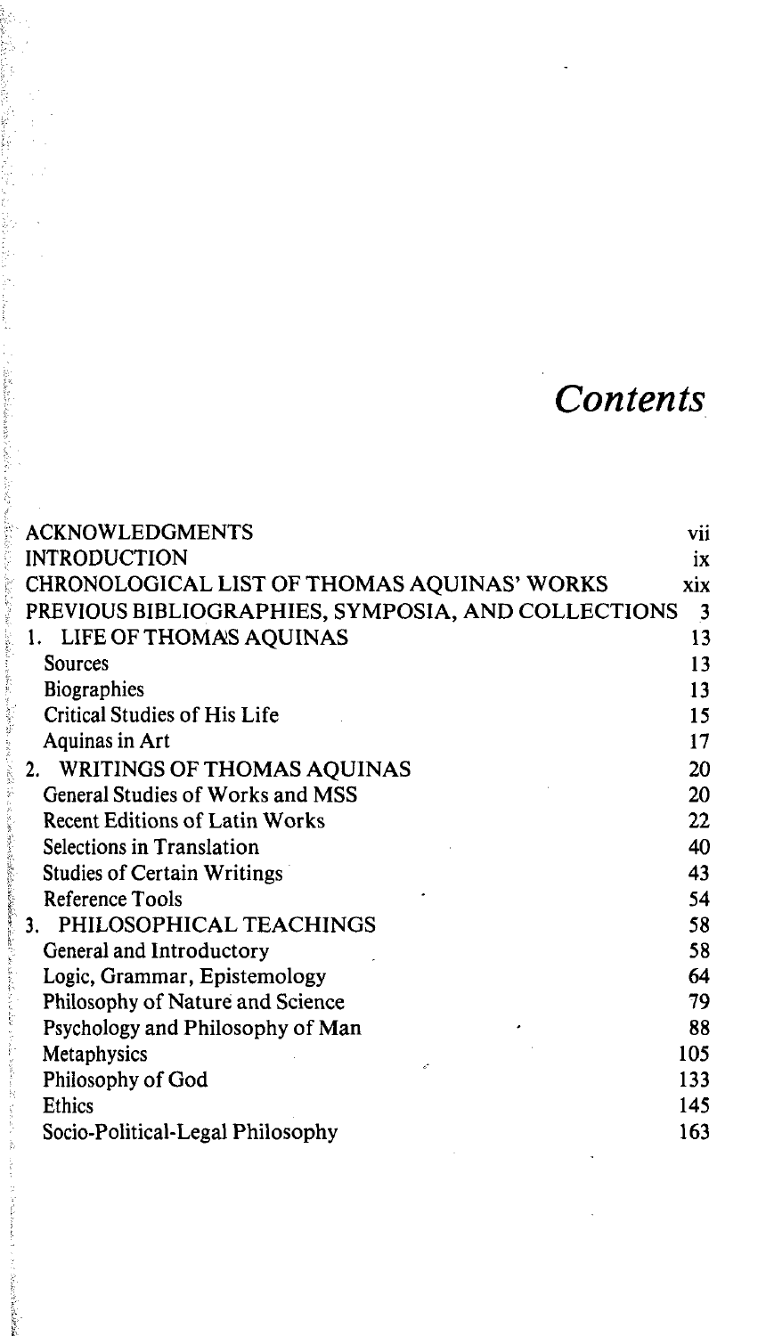# Contents

| | |
|---|---|
| ACKNOWLEDGMENTS | vii |
| INTRODUCTION | ix |
| CHRONOLOGICAL LIST OF THOMAS AQUINAS' WORKS | xix |
| PREVIOUS BIBLIOGRAPHIES, SYMPOSIA, AND COLLECTIONS | 3 |
| 1. LIFE OF THOMAS AQUINAS | 13 |
| Sources | 13 |
| Biographies | 13 |
| Critical Studies of His Life | 15 |
| Aquinas in Art | 17 |
| 2. WRITINGS OF THOMAS AQUINAS | 20 |
| General Studies of Works and MSS | 20 |
| Recent Editions of Latin Works | 22 |
| Selections in Translation | 40 |
| Studies of Certain Writings | 43 |
| Reference Tools | 54 |
| 3. PHILOSOPHICAL TEACHINGS | 58 |
| General and Introductory | 58 |
| Logic, Grammar, Epistemology | 64 |
| Philosophy of Nature and Science | 79 |
| Psychology and Philosophy of Man | 88 |
| Metaphysics | 105 |
| Philosophy of God | 133 |
| Ethics | 145 |
| Socio-Political-Legal Philosophy | 163 |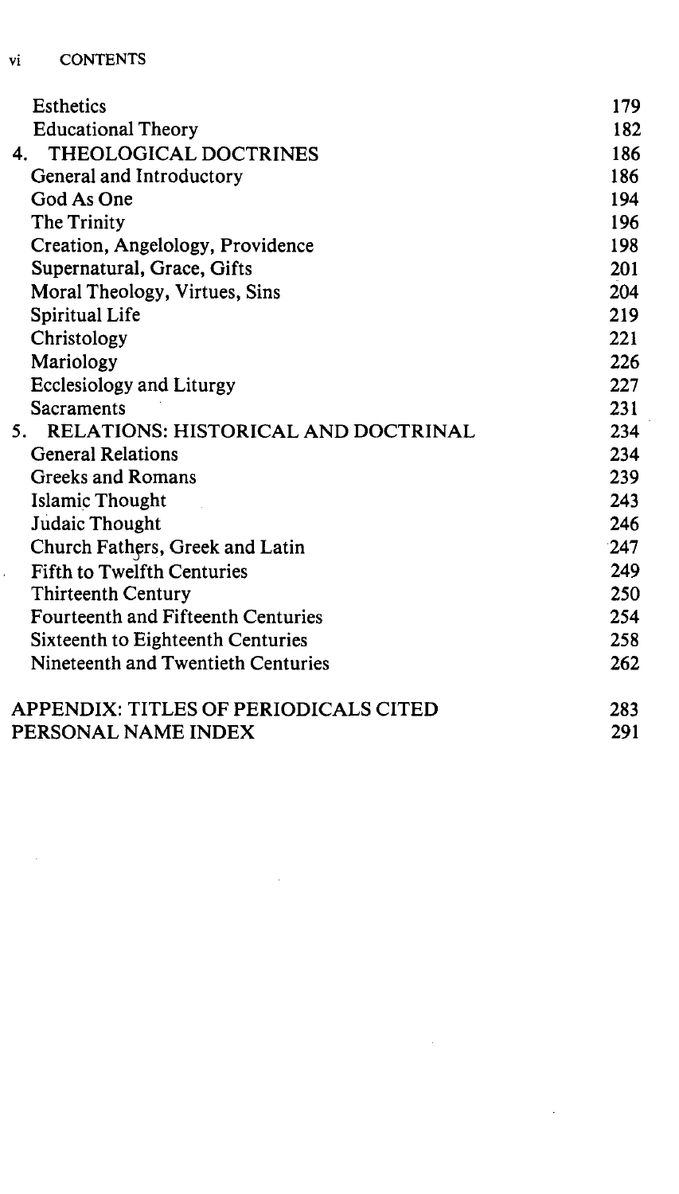| | |
|---|---|
| Esthetics | 179 |
| Educational Theory | 182 |
| 4. THEOLOGICAL DOCTRINES | 186 |
| General and Introductory | 186 |
| God As One | 194 |
| The Trinity | 196 |
| Creation, Angelology, Providence | 198 |
| Supernatural, Grace, Gifts | 201 |
| Moral Theology, Virtues, Sins | 204 |
| Spiritual Life | 219 |
| Christology | 221 |
| Mariology | 226 |
| Ecclesiology and Liturgy | 227 |
| Sacraments | 231 |
| 5. RELATIONS: HISTORICAL AND DOCTRINAL | 234 |
| General Relations | 234 |
| Greeks and Romans | 239 |
| Islamic Thought | 243 |
| Judaic Thought | 246 |
| Church Fathers, Greek and Latin | 247 |
| Fifth to Twelfth Centuries | 249 |
| Thirteenth Century | 250 |
| Fourteenth and Fifteenth Centuries | 254 |
| Sixteenth to Eighteenth Centuries | 258 |
| Nineteenth and Twentieth Centuries | 262 |
| APPENDIX: TITLES OF PERIODICALS CITED | 283 |
| PERSONAL NAME INDEX | 291 |